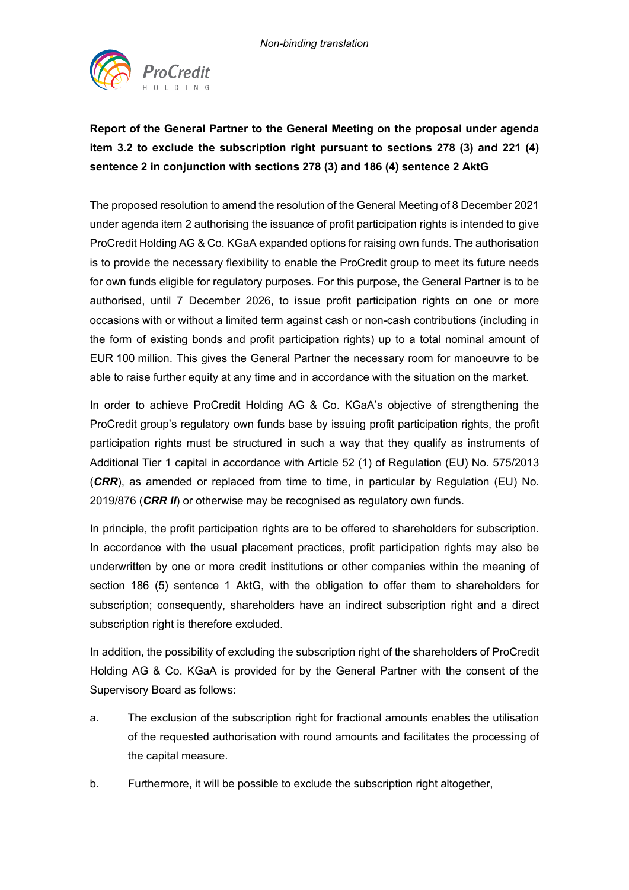*Non-binding translation*

ProCredit
HOLDING

**Report of the General Partner to the General Meeting on the proposal under agenda item 3.2 to exclude the subscription right pursuant to sections 278 (3) and 221 (4) sentence 2 in conjunction with sections 278 (3) and 186 (4) sentence 2 AktG**

The proposed resolution to amend the resolution of the General Meeting of 8 December 2021 under agenda item 2 authorising the issuance of profit participation rights is intended to give ProCredit Holding AG & Co. KGaA expanded options for raising own funds. The authorisation is to provide the necessary flexibility to enable the ProCredit group to meet its future needs for own funds eligible for regulatory purposes. For this purpose, the General Partner is to be authorised, until 7 December 2026, to issue profit participation rights on one or more occasions with or without a limited term against cash or non-cash contributions (including in the form of existing bonds and profit participation rights) up to a total nominal amount of EUR 100 million. This gives the General Partner the necessary room for manoeuvre to be able to raise further equity at any time and in accordance with the situation on the market.

In order to achieve ProCredit Holding AG & Co. KGaA's objective of strengthening the ProCredit group's regulatory own funds base by issuing profit participation rights, the profit participation rights must be structured in such a way that they qualify as instruments of Additional Tier 1 capital in accordance with Article 52 (1) of Regulation (EU) No. 575/2013 (***CRR***), as amended or replaced from time to time, in particular by Regulation (EU) No. 2019/876 (***CRR II***) or otherwise may be recognised as regulatory own funds.

In principle, the profit participation rights are to be offered to shareholders for subscription. In accordance with the usual placement practices, profit participation rights may also be underwritten by one or more credit institutions or other companies within the meaning of section 186 (5) sentence 1 AktG, with the obligation to offer them to shareholders for subscription; consequently, shareholders have an indirect subscription right and a direct subscription right is therefore excluded.

In addition, the possibility of excluding the subscription right of the shareholders of ProCredit Holding AG & Co. KGaA is provided for by the General Partner with the consent of the Supervisory Board as follows:

a. The exclusion of the subscription right for fractional amounts enables the utilisation of the requested authorisation with round amounts and facilitates the processing of the capital measure.

b. Furthermore, it will be possible to exclude the subscription right altogether,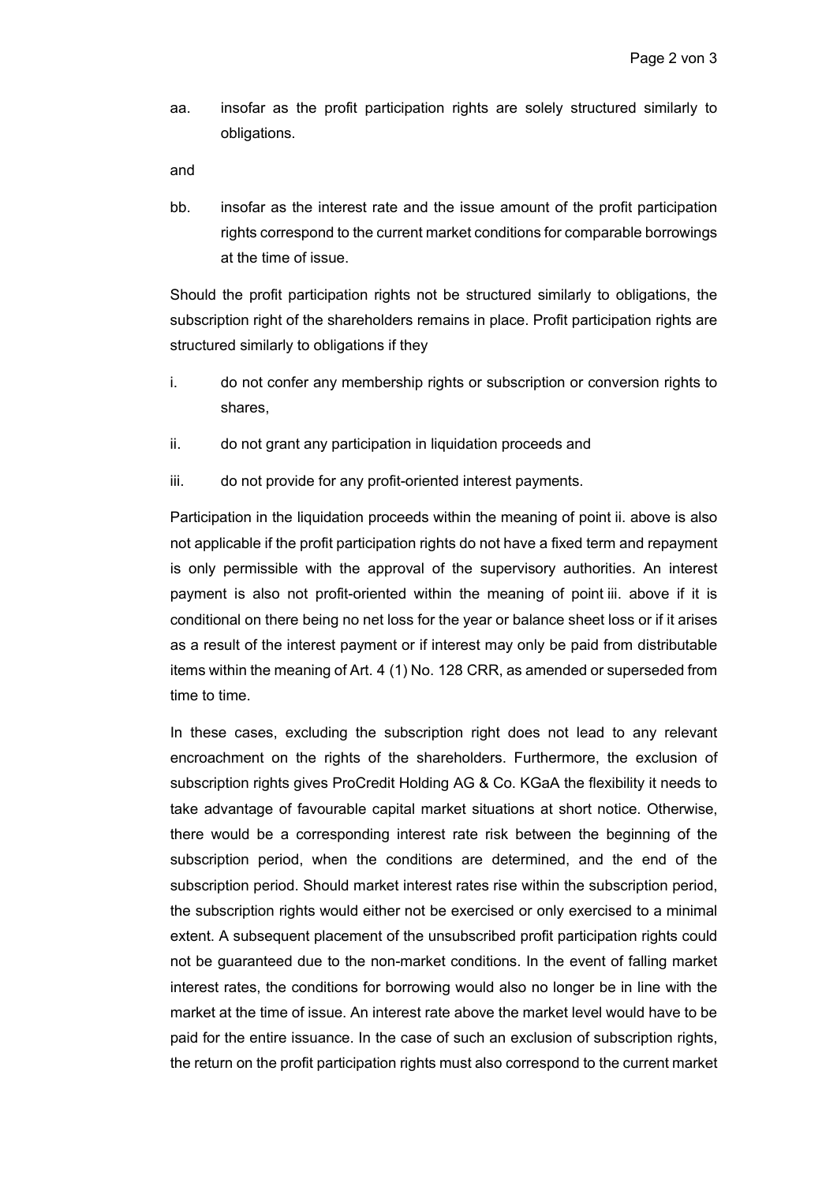aa. insofar as the profit participation rights are solely structured similarly to obligations.

and

bb. insofar as the interest rate and the issue amount of the profit participation rights correspond to the current market conditions for comparable borrowings at the time of issue.

Should the profit participation rights not be structured similarly to obligations, the subscription right of the shareholders remains in place. Profit participation rights are structured similarly to obligations if they

i. do not confer any membership rights or subscription or conversion rights to shares,

ii. do not grant any participation in liquidation proceeds and

iii. do not provide for any profit-oriented interest payments.

Participation in the liquidation proceeds within the meaning of point ii. above is also not applicable if the profit participation rights do not have a fixed term and repayment is only permissible with the approval of the supervisory authorities. An interest payment is also not profit-oriented within the meaning of point iii. above if it is conditional on there being no net loss for the year or balance sheet loss or if it arises as a result of the interest payment or if interest may only be paid from distributable items within the meaning of Art. 4 (1) No. 128 CRR, as amended or superseded from time to time.

In these cases, excluding the subscription right does not lead to any relevant encroachment on the rights of the shareholders. Furthermore, the exclusion of subscription rights gives ProCredit Holding AG & Co. KGaA the flexibility it needs to take advantage of favourable capital market situations at short notice. Otherwise, there would be a corresponding interest rate risk between the beginning of the subscription period, when the conditions are determined, and the end of the subscription period. Should market interest rates rise within the subscription period, the subscription rights would either not be exercised or only exercised to a minimal extent. A subsequent placement of the unsubscribed profit participation rights could not be guaranteed due to the non-market conditions. In the event of falling market interest rates, the conditions for borrowing would also no longer be in line with the market at the time of issue. An interest rate above the market level would have to be paid for the entire issuance. In the case of such an exclusion of subscription rights, the return on the profit participation rights must also correspond to the current market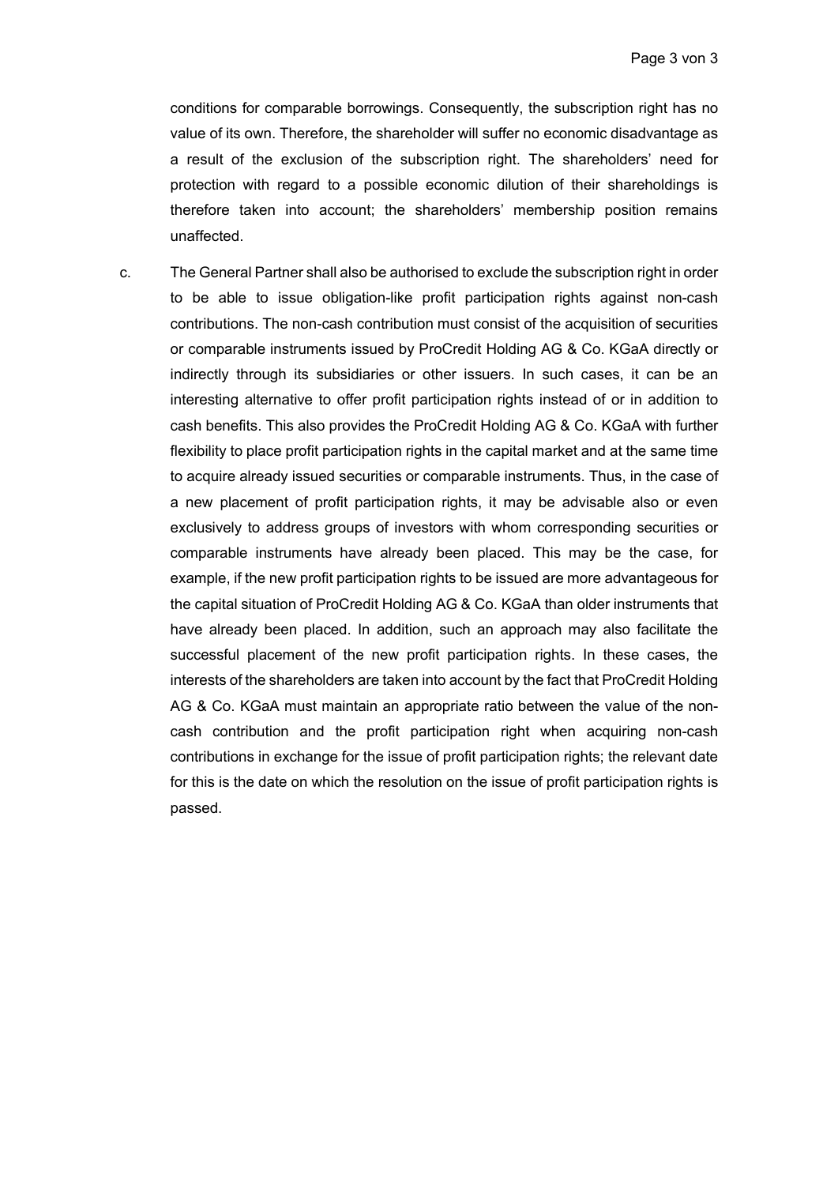conditions for comparable borrowings. Consequently, the subscription right has no value of its own. Therefore, the shareholder will suffer no economic disadvantage as a result of the exclusion of the subscription right. The shareholders' need for protection with regard to a possible economic dilution of their shareholdings is therefore taken into account; the shareholders' membership position remains unaffected.

c. The General Partner shall also be authorised to exclude the subscription right in order to be able to issue obligation-like profit participation rights against non-cash contributions. The non-cash contribution must consist of the acquisition of securities or comparable instruments issued by ProCredit Holding AG & Co. KGaA directly or indirectly through its subsidiaries or other issuers. In such cases, it can be an interesting alternative to offer profit participation rights instead of or in addition to cash benefits. This also provides the ProCredit Holding AG & Co. KGaA with further flexibility to place profit participation rights in the capital market and at the same time to acquire already issued securities or comparable instruments. Thus, in the case of a new placement of profit participation rights, it may be advisable also or even exclusively to address groups of investors with whom corresponding securities or comparable instruments have already been placed. This may be the case, for example, if the new profit participation rights to be issued are more advantageous for the capital situation of ProCredit Holding AG & Co. KGaA than older instruments that have already been placed. In addition, such an approach may also facilitate the successful placement of the new profit participation rights. In these cases, the interests of the shareholders are taken into account by the fact that ProCredit Holding AG & Co. KGaA must maintain an appropriate ratio between the value of the non-cash contribution and the profit participation right when acquiring non-cash contributions in exchange for the issue of profit participation rights; the relevant date for this is the date on which the resolution on the issue of profit participation rights is passed.